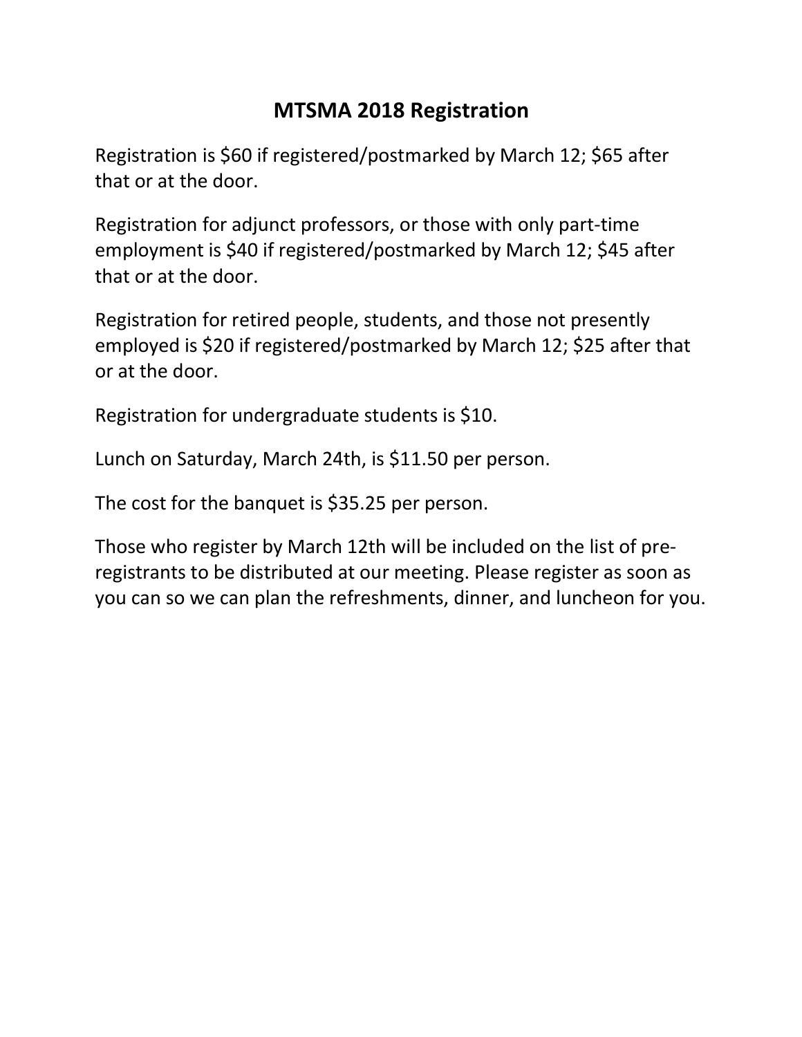# MTSMA 2018 Registration

Registration is $60 if registered/postmarked by March 12; $65 after that or at the door.

Registration for adjunct professors, or those with only part-time employment is $40 if registered/postmarked by March 12; $45 after that or at the door.

Registration for retired people, students, and those not presently employed is $20 if registered/postmarked by March 12; $25 after that or at the door.

Registration for undergraduate students is $10.

Lunch on Saturday, March 24th, is $11.50 per person.

The cost for the banquet is $35.25 per person.

Those who register by March 12th will be included on the list of pre-registrants to be distributed at our meeting. Please register as soon as you can so we can plan the refreshments, dinner, and luncheon for you.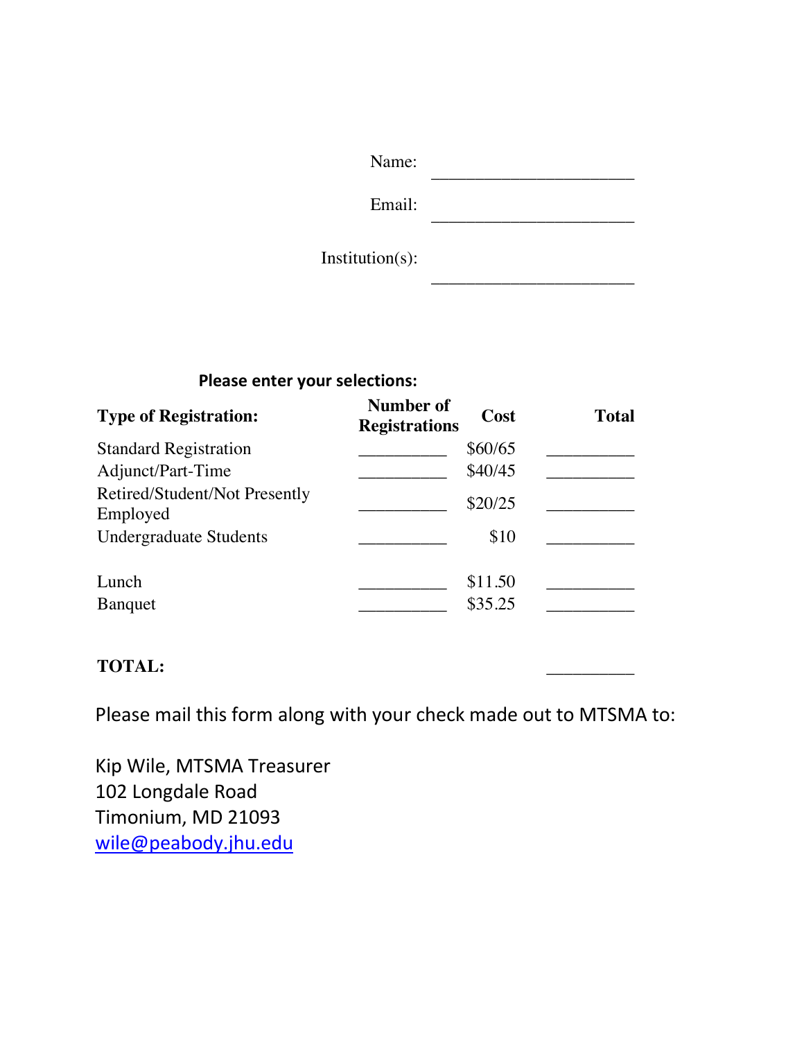Name: \_\_\_\_\_\_\_\_\_\_\_\_\_\_\_\_\_\_\_\_\_\_\_\_

Email: \_\_\_\_\_\_\_\_\_\_\_\_\_\_\_\_\_\_\_\_\_\_\_\_

Institution(s): \_\_\_\_\_\_\_\_\_\_\_\_\_\_\_\_\_\_\_\_\_\_\_\_

**Please enter your selections:**

| Type of Registration: | Number of Registrations | Cost | Total |
|---|---|---|---|
| Standard Registration | ___________ | $60/65 | ___________ |
| Adjunct/Part-Time | ___________ | $40/45 | ___________ |
| Retired/Student/Not Presently Employed | ___________ | $20/25 | ___________ |
| Undergraduate Students | ___________ | $10 | ___________ |
| Lunch | ___________ | $11.50 | ___________ |
| Banquet | ___________ | $35.25 | ___________ |
| **TOTAL:** | | | ___________ |

Please mail this form along with your check made out to MTSMA to:

Kip Wile, MTSMA Treasurer
102 Longdale Road
Timonium, MD 21093
wile@peabody.jhu.edu